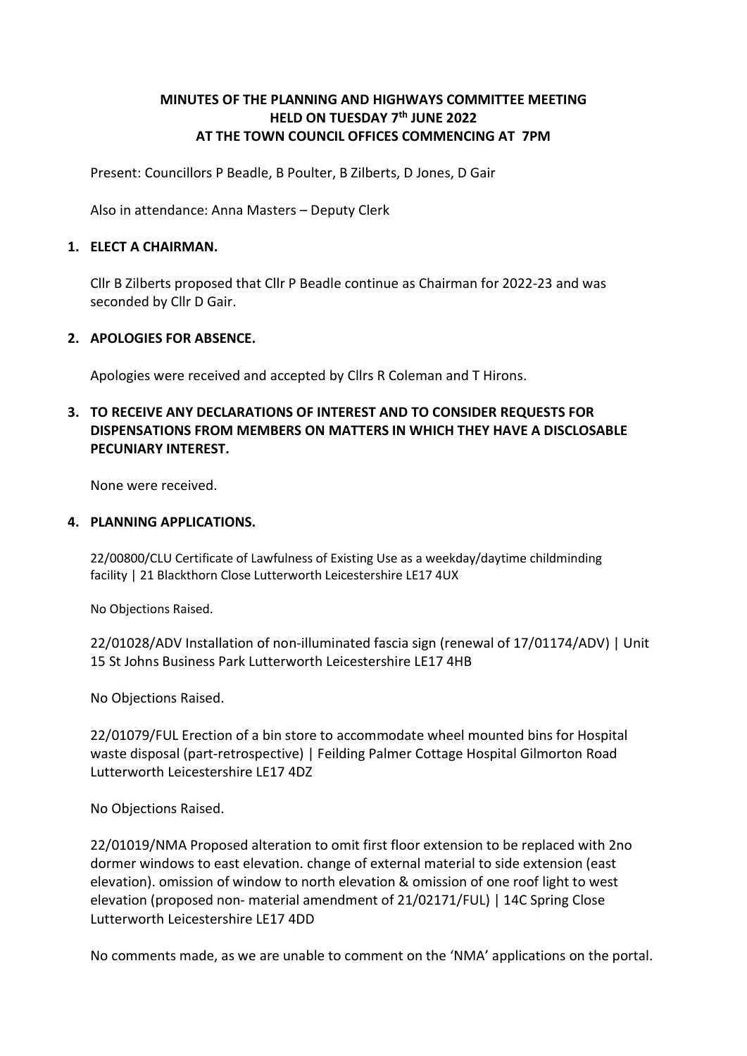# MINUTES OF THE PLANNING AND HIGHWAYS COMMITTEE MEETING HELD ON TUESDAY 7th JUNE 2022 AT THE TOWN COUNCIL OFFICES COMMENCING AT 7PM

Present: Councillors P Beadle, B Poulter, B Zilberts, D Jones, D Gair

Also in attendance: Anna Masters – Deputy Clerk

## 1. ELECT A CHAIRMAN.

Cllr B Zilberts proposed that Cllr P Beadle continue as Chairman for 2022-23 and was seconded by Cllr D Gair.

## 2. APOLOGIES FOR ABSENCE.

Apologies were received and accepted by Cllrs R Coleman and T Hirons.

## 3. TO RECEIVE ANY DECLARATIONS OF INTEREST AND TO CONSIDER REQUESTS FOR DISPENSATIONS FROM MEMBERS ON MATTERS IN WHICH THEY HAVE A DISCLOSABLE PECUNIARY INTEREST.

None were received.

## 4. PLANNING APPLICATIONS.

22/00800/CLU Certificate of Lawfulness of Existing Use as a weekday/daytime childminding facility | 21 Blackthorn Close Lutterworth Leicestershire LE17 4UX

No Objections Raised.

22/01028/ADV Installation of non-illuminated fascia sign (renewal of 17/01174/ADV) | Unit 15 St Johns Business Park Lutterworth Leicestershire LE17 4HB

No Objections Raised.

22/01079/FUL Erection of a bin store to accommodate wheel mounted bins for Hospital waste disposal (part-retrospective) | Feilding Palmer Cottage Hospital Gilmorton Road Lutterworth Leicestershire LE17 4DZ

No Objections Raised.

22/01019/NMA Proposed alteration to omit first floor extension to be replaced with 2no dormer windows to east elevation. change of external material to side extension (east elevation). omission of window to north elevation & omission of one roof light to west elevation (proposed non- material amendment of 21/02171/FUL) | 14C Spring Close Lutterworth Leicestershire LE17 4DD

No comments made, as we are unable to comment on the 'NMA' applications on the portal.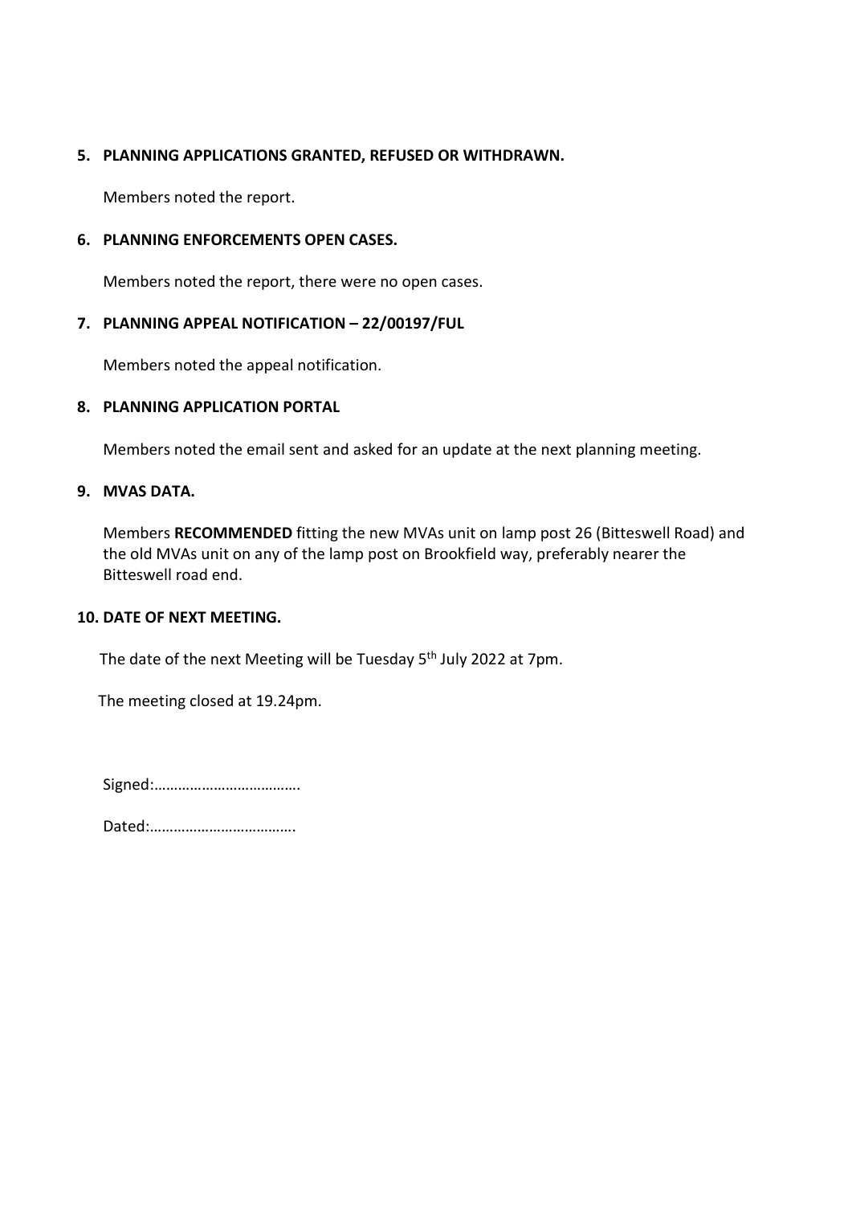## 5. PLANNING APPLICATIONS GRANTED, REFUSED OR WITHDRAWN.

Members noted the report.

## 6. PLANNING ENFORCEMENTS OPEN CASES.

Members noted the report, there were no open cases.

## 7. PLANNING APPEAL NOTIFICATION – 22/00197/FUL

Members noted the appeal notification.

## 8. PLANNING APPLICATION PORTAL

Members noted the email sent and asked for an update at the next planning meeting.

## 9. MVAS DATA.

Members **RECOMMENDED** fitting the new MVAs unit on lamp post 26 (Bitteswell Road) and the old MVAs unit on any of the lamp post on Brookfield way, preferably nearer the Bitteswell road end.

## 10. DATE OF NEXT MEETING.

The date of the next Meeting will be Tuesday 5th July 2022 at 7pm.

The meeting closed at 19.24pm.

Signed:……………………………….

Dated:……………………………….